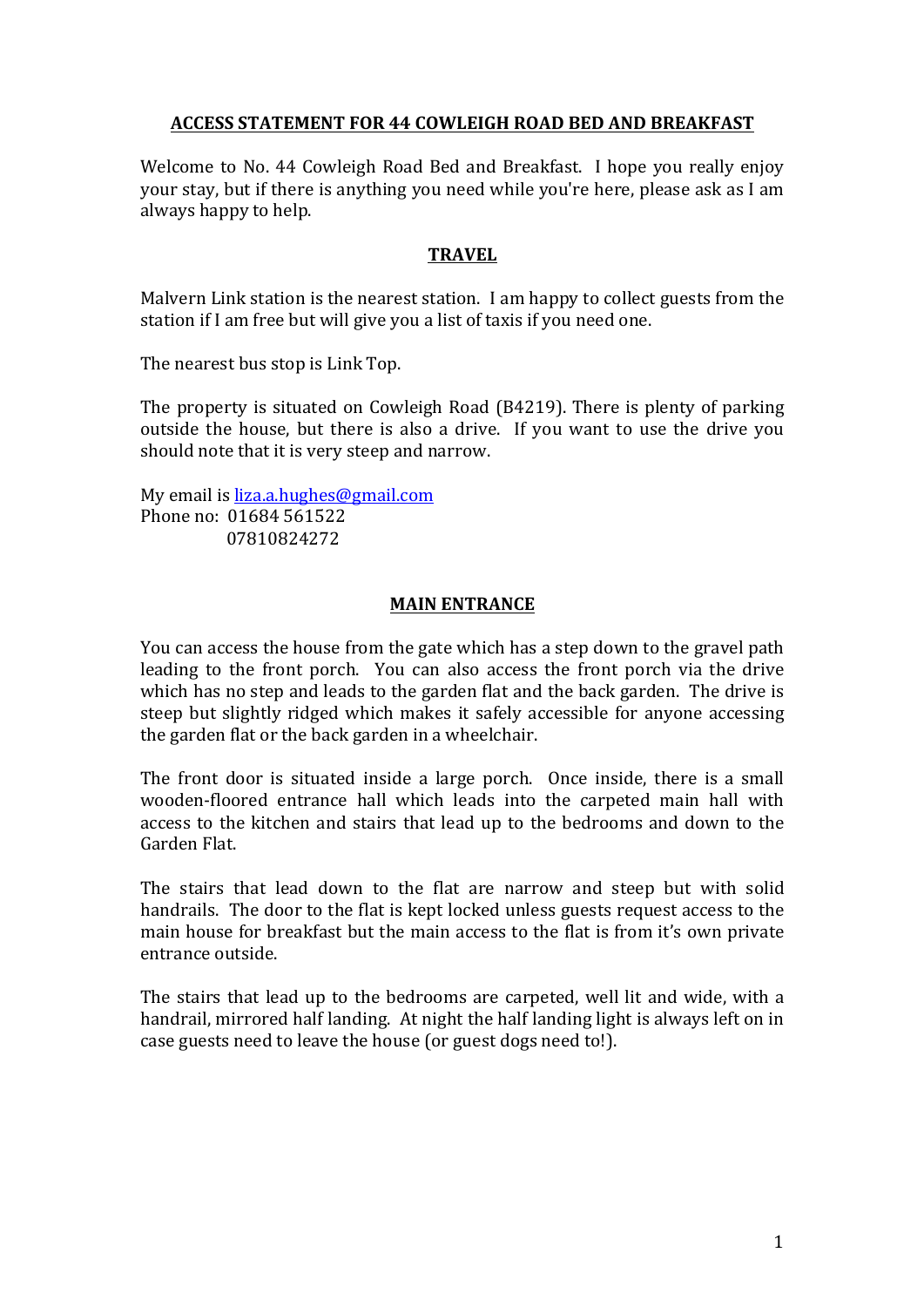# ACCESS STATEMENT FOR 44 COWLEIGH ROAD BED AND BREAKFAST

Welcome to No. 44 Cowleigh Road Bed and Breakfast. I hope you really enjoy your stay, but if there is anything you need while you're here, please ask as I am always happy to help.

## TRAVEL

Malvern Link station is the nearest station. I am happy to collect guests from the station if I am free but will give you a list of taxis if you need one.

The nearest bus stop is Link Top.

The property is situated on Cowleigh Road (B4219). There is plenty of parking outside the house, but there is also a drive. If you want to use the drive you should note that it is very steep and narrow.

My email is [liza.a.hughes@gmail.com](mailto:liza.a.hughes@gmail.com)
Phone no: 01684 561522
07810824272

## MAIN ENTRANCE

You can access the house from the gate which has a step down to the gravel path leading to the front porch. You can also access the front porch via the drive which has no step and leads to the garden flat and the back garden. The drive is steep but slightly ridged which makes it safely accessible for anyone accessing the garden flat or the back garden in a wheelchair.

The front door is situated inside a large porch. Once inside, there is a small wooden-floored entrance hall which leads into the carpeted main hall with access to the kitchen and stairs that lead up to the bedrooms and down to the Garden Flat.

The stairs that lead down to the flat are narrow and steep but with solid handrails. The door to the flat is kept locked unless guests request access to the main house for breakfast but the main access to the flat is from it's own private entrance outside.

The stairs that lead up to the bedrooms are carpeted, well lit and wide, with a handrail, mirrored half landing. At night the half landing light is always left on in case guests need to leave the house (or guest dogs need to!).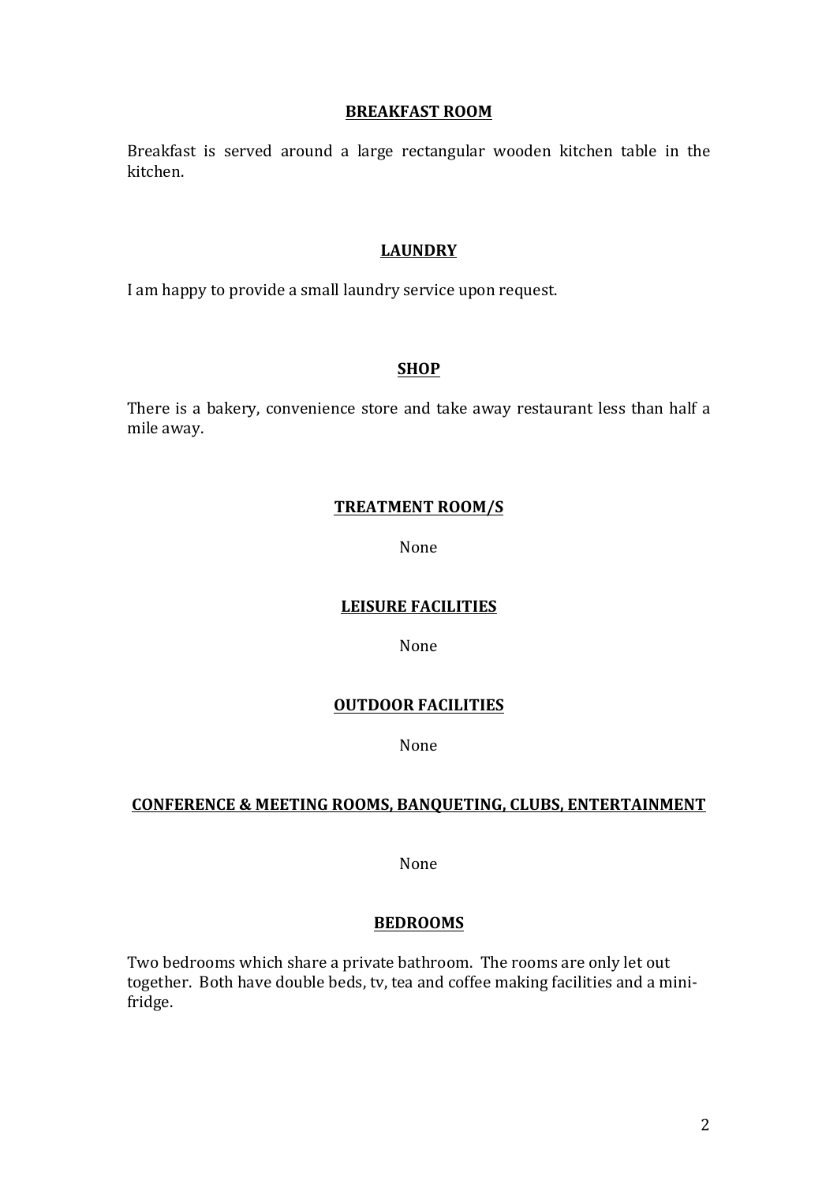## BREAKFAST ROOM

Breakfast is served around a large rectangular wooden kitchen table in the kitchen.

## LAUNDRY

I am happy to provide a small laundry service upon request.

## SHOP

There is a bakery, convenience store and take away restaurant less than half a mile away.

## TREATMENT ROOM/S

None

## LEISURE FACILITIES

None

## OUTDOOR FACILITIES

None

## CONFERENCE & MEETING ROOMS, BANQUETING, CLUBS, ENTERTAINMENT

None

## BEDROOMS

Two bedrooms which share a private bathroom. The rooms are only let out together. Both have double beds, tv, tea and coffee making facilities and a mini-fridge.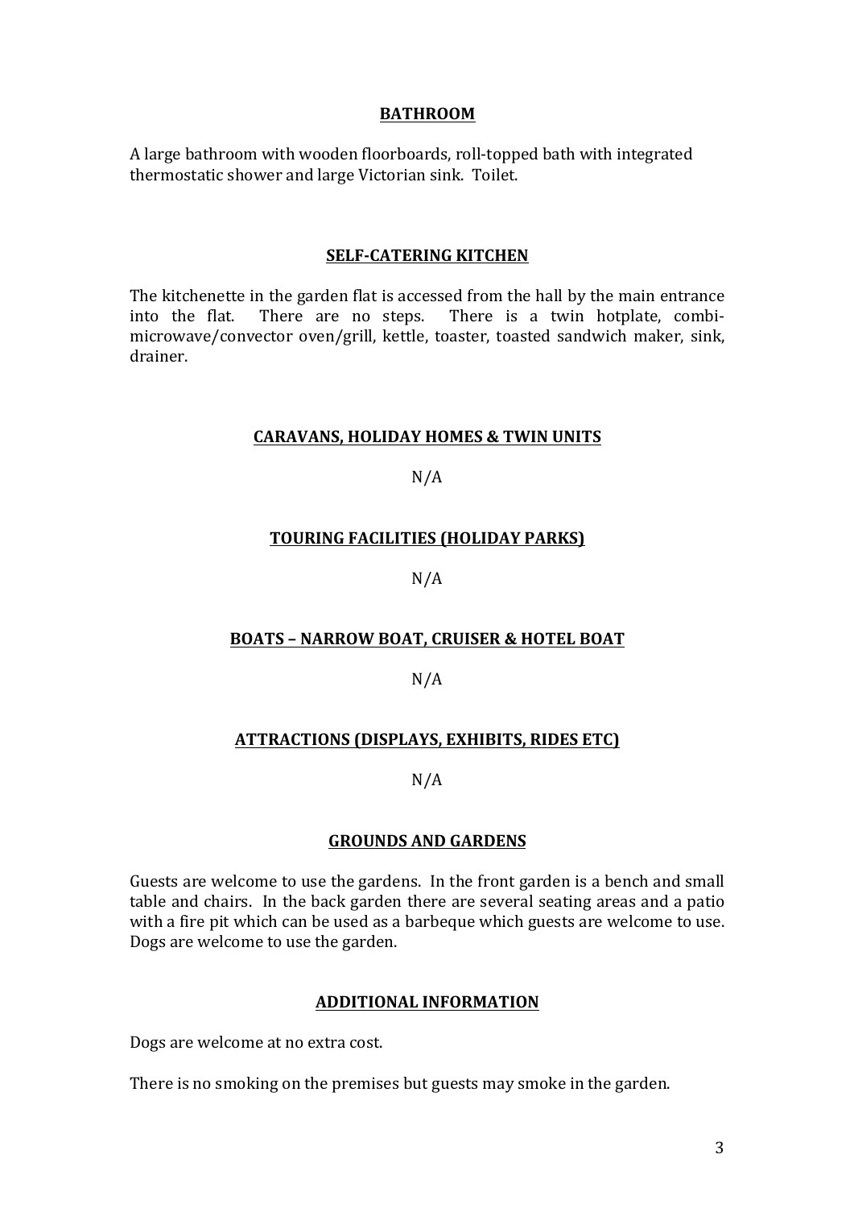## BATHROOM

A large bathroom with wooden floorboards, roll-topped bath with integrated thermostatic shower and large Victorian sink. Toilet.

## SELF-CATERING KITCHEN

The kitchenette in the garden flat is accessed from the hall by the main entrance into the flat. There are no steps. There is a twin hotplate, combi-microwave/convector oven/grill, kettle, toaster, toasted sandwich maker, sink, drainer.

## CARAVANS, HOLIDAY HOMES & TWIN UNITS

N/A

## TOURING FACILITIES (HOLIDAY PARKS)

N/A

## BOATS – NARROW BOAT, CRUISER & HOTEL BOAT

N/A

## ATTRACTIONS (DISPLAYS, EXHIBITS, RIDES ETC)

N/A

## GROUNDS AND GARDENS

Guests are welcome to use the gardens. In the front garden is a bench and small table and chairs. In the back garden there are several seating areas and a patio with a fire pit which can be used as a barbeque which guests are welcome to use. Dogs are welcome to use the garden.

## ADDITIONAL INFORMATION

Dogs are welcome at no extra cost.

There is no smoking on the premises but guests may smoke in the garden.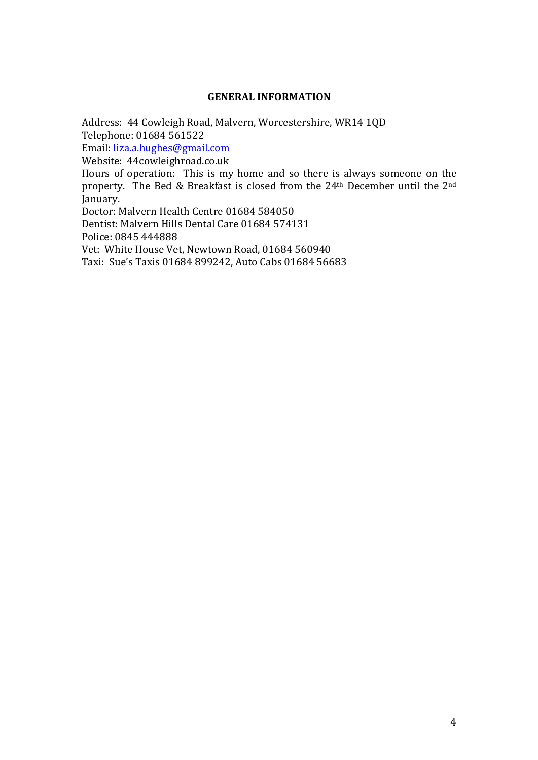## GENERAL INFORMATION

Address: 44 Cowleigh Road, Malvern, Worcestershire, WR14 1QD  
Telephone: 01684 561522  
Email: [liza.a.hughes@gmail.com](mailto:liza.a.hughes@gmail.com)  
Website: 44cowleighroad.co.uk  
Hours of operation: This is my home and so there is always someone on the property. The Bed & Breakfast is closed from the 24th December until the 2nd January.  
Doctor: Malvern Health Centre 01684 584050  
Dentist: Malvern Hills Dental Care 01684 574131  
Police: 0845 444888  
Vet: White House Vet, Newtown Road, 01684 560940  
Taxi: Sue's Taxis 01684 899242, Auto Cabs 01684 56683